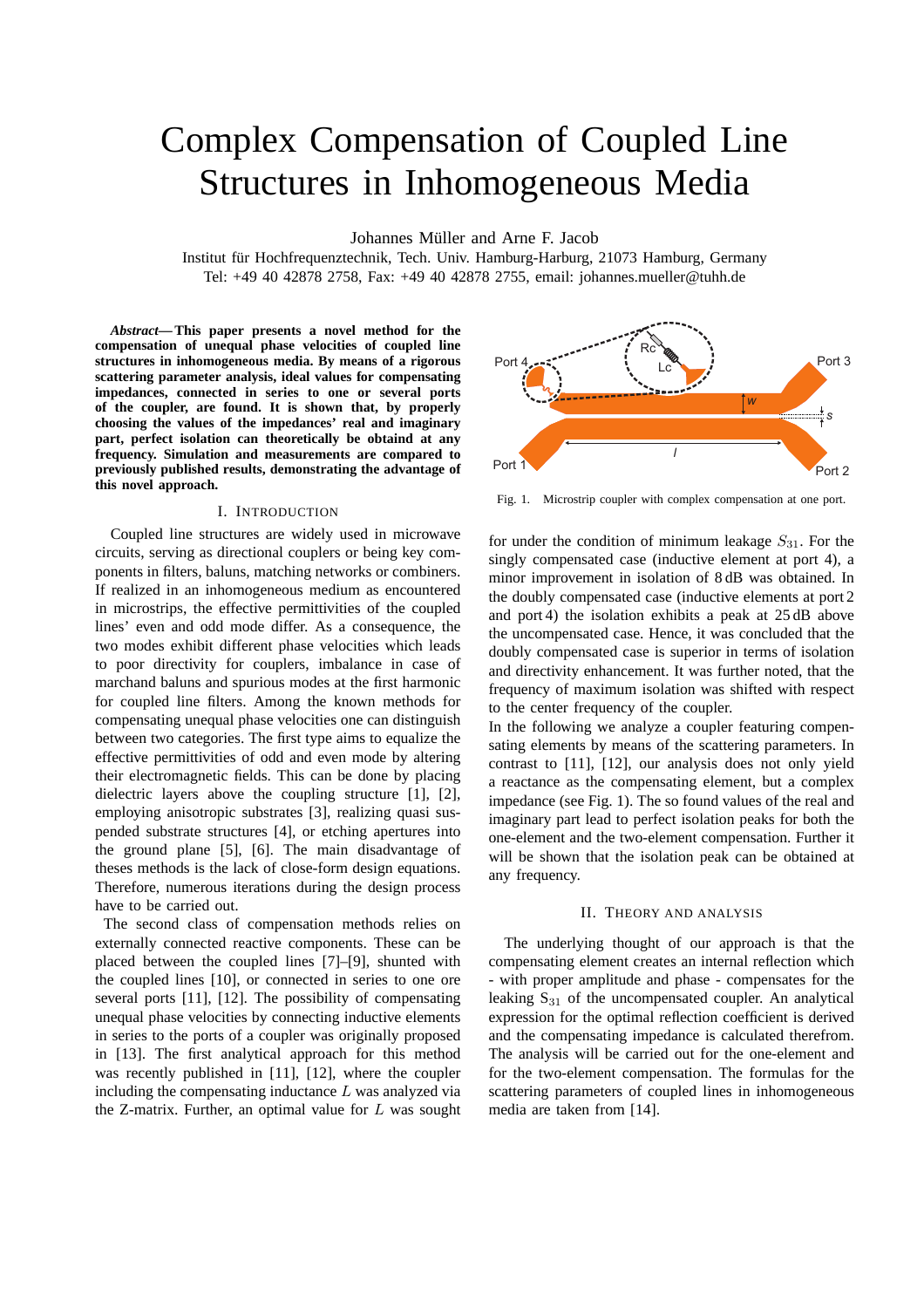# Complex Compensation of Coupled Line Structures in Inhomogeneous Media

Johannes Müller and Arne F. Jacob

Institut für Hochfrequenztechnik, Tech. Univ. Hamburg-Harburg, 21073 Hamburg, Germany
Tel: +49 40 42878 2758, Fax: +49 40 42878 2755, email: johannes.mueller@tuhh.de

***Abstract*— This paper presents a novel method for the compensation of unequal phase velocities of coupled line structures in inhomogeneous media. By means of a rigorous scattering parameter analysis, ideal values for compensating impedances, connected in series to one or several ports of the coupler, are found. It is shown that, by properly choosing the values of the impedances' real and imaginary part, perfect isolation can theoretically be obtaind at any frequency. Simulation and measurements are compared to previously published results, demonstrating the advantage of this novel approach.**

## I. Introduction

Coupled line structures are widely used in microwave circuits, serving as directional couplers or being key components in filters, baluns, matching networks or combiners. If realized in an inhomogeneous medium as encountered in microstrips, the effective permittivities of the coupled lines' even and odd mode differ. As a consequence, the two modes exhibit different phase velocities which leads to poor directivity for couplers, imbalance in case of marchand baluns and spurious modes at the first harmonic for coupled line filters. Among the known methods for compensating unequal phase velocities one can distinguish between two categories. The first type aims to equalize the effective permittivities of odd and even mode by altering their electromagnetic fields. This can be done by placing dielectric layers above the coupling structure [1], [2], employing anisotropic substrates [3], realizing quasi suspended substrate structures [4], or etching apertures into the ground plane [5], [6]. The main disadvantage of theses methods is the lack of close-form design equations. Therefore, numerous iterations during the design process have to be carried out.

The second class of compensation methods relies on externally connected reactive components. These can be placed between the coupled lines [7]–[9], shunted with the coupled lines [10], or connected in series to one ore several ports [11], [12]. The possibility of compensating unequal phase velocities by connecting inductive elements in series to the ports of a coupler was originally proposed in [13]. The first analytical approach for this method was recently published in [11], [12], where the coupler including the compensating inductance $L$ was analyzed via the Z-matrix. Further, an optimal value for $L$ was sought for under the condition of minimum leakage $S_{31}$. For the singly compensated case (inductive element at port 4), a minor improvement in isolation of 8 dB was obtained. In the doubly compensated case (inductive elements at port 2 and port 4) the isolation exhibits a peak at 25 dB above the uncompensated case. Hence, it was concluded that the doubly compensated case is superior in terms of isolation and directivity enhancement. It was further noted, that the frequency of maximum isolation was shifted with respect to the center frequency of the coupler.

Fig. 1. Microstrip coupler with complex compensation at one port.

In the following we analyze a coupler featuring compensating elements by means of the scattering parameters. In contrast to [11], [12], our analysis does not only yield a reactance as the compensating element, but a complex impedance (see Fig. 1). The so found values of the real and imaginary part lead to perfect isolation peaks for both the one-element and the two-element compensation. Further it will be shown that the isolation peak can be obtained at any frequency.

## II. Theory and Analysis

The underlying thought of our approach is that the compensating element creates an internal reflection which - with proper amplitude and phase - compensates for the leaking $S_{31}$ of the uncompensated coupler. An analytical expression for the optimal reflection coefficient is derived and the compensating impedance is calculated therefrom. The analysis will be carried out for the one-element and for the two-element compensation. The formulas for the scattering parameters of coupled lines in inhomogeneous media are taken from [14].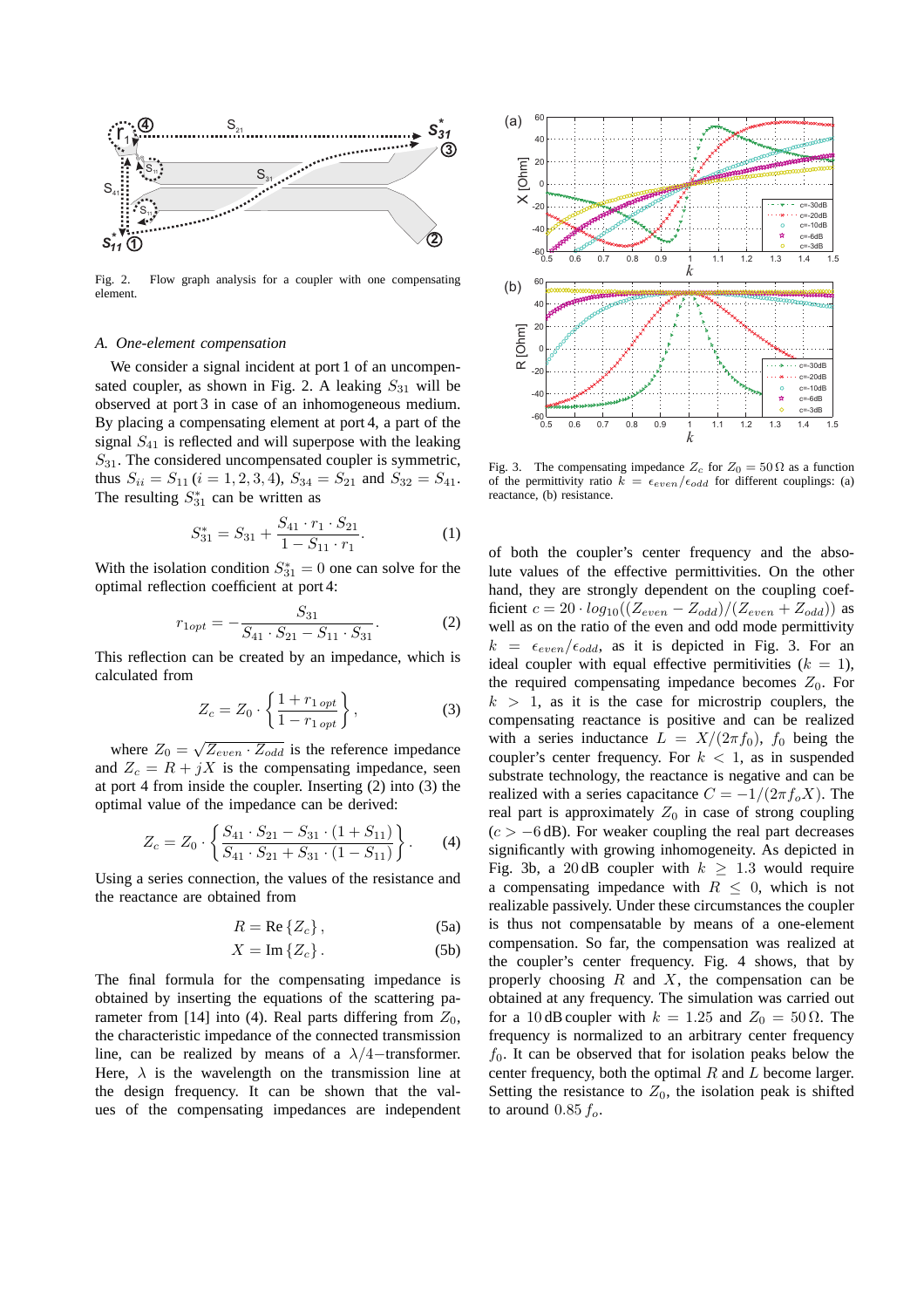Fig. 2. Flow graph analysis for a coupler with one compensating element.

### A. One-element compensation

We consider a signal incident at port 1 of an uncompensated coupler, as shown in Fig. 2. A leaking $S_{31}$ will be observed at port 3 in case of an inhomogeneous medium. By placing a compensating element at port 4, a part of the signal $S_{41}$ is reflected and will superpose with the leaking $S_{31}$. The considered uncompensated coupler is symmetric, thus $S_{ii} = S_{11}$ $(i = 1, 2, 3, 4)$, $S_{34} = S_{21}$ and $S_{32} = S_{41}$. The resulting $S^*_{31}$ can be written as

$$S^*_{31} = S_{31} + \frac{S_{41} \cdot r_1 \cdot S_{21}}{1 - S_{11} \cdot r_1}. \tag{1}$$

With the isolation condition $S^*_{31} = 0$ one can solve for the optimal reflection coefficient at port 4:

$$r_{1opt} = -\frac{S_{31}}{S_{41} \cdot S_{21} - S_{11} \cdot S_{31}}. \tag{2}$$

This reflection can be created by an impedance, which is calculated from

$$Z_c = Z_0 \cdot \left\{ \frac{1 + r_{1\,opt}}{1 - r_{1\,opt}} \right\}, \tag{3}$$

where $Z_0 = \sqrt{Z_{even} \cdot Z_{odd}}$ is the reference impedance and $Z_c = R + jX$ is the compensating impedance, seen at port 4 from inside the coupler. Inserting (2) into (3) the optimal value of the impedance can be derived:

$$Z_c = Z_0 \cdot \left\{ \frac{S_{41} \cdot S_{21} - S_{31} \cdot (1 + S_{11})}{S_{41} \cdot S_{21} + S_{31} \cdot (1 - S_{11})} \right\}. \tag{4}$$

Using a series connection, the values of the resistance and the reactance are obtained from

$$R = \mathrm{Re}\left\{Z_c\right\}, \tag{5a}$$

$$X = \mathrm{Im}\left\{Z_c\right\}. \tag{5b}$$

The final formula for the compensating impedance is obtained by inserting the equations of the scattering parameter from [14] into (4). Real parts differing from $Z_0$, the characteristic impedance of the connected transmission line, can be realized by means of a $\lambda/4-$transformer. Here, $\lambda$ is the wavelength on the transmission line at the design frequency. It can be shown that the values of the compensating impedances are independent of both the coupler's center frequency and the absolute values of the effective permittivities. On the other hand, they are strongly dependent on the coupling coefficient $c = 20 \cdot log_{10}((Z_{even} - Z_{odd})/(Z_{even} + Z_{odd}))$ as well as on the ratio of the even and odd mode permittivity $k = \epsilon_{even}/\epsilon_{odd}$, as it is depicted in Fig. 3. For an ideal coupler with equal effective permittivities $(k = 1)$, the required compensating impedance becomes $Z_0$. For $k > 1$, as it is the case for microstrip couplers, the compensating reactance is positive and can be realized with a series inductance $L = X/(2\pi f_0)$, $f_0$ being the coupler's center frequency. For $k < 1$, as in suspended substrate technology, the reactance is negative and can be realized with a series capacitance $C = -1/(2\pi f_o X)$. The real part is approximately $Z_0$ in case of strong coupling $(c > -6\,\mathrm{dB})$. For weaker coupling the real part decreases significantly with growing inhomogeneity. As depicted in Fig. 3b, a 20 dB coupler with $k \geq 1.3$ would require a compensating impedance with $R \leq 0$, which is not realizable passively. Under these circumstances the coupler is thus not compensatable by means of a one-element compensation. So far, the compensation was realized at the coupler's center frequency. Fig. 4 shows, that by properly choosing $R$ and $X$, the compensation can be obtained at any frequency. The simulation was carried out for a 10 dB coupler with $k = 1.25$ and $Z_0 = 50\,\Omega$. The frequency is normalized to an arbitrary center frequency $f_0$. It can be observed that for isolation peaks below the center frequency, both the optimal $R$ and $L$ become larger. Setting the resistance to $Z_0$, the isolation peak is shifted to around $0.85\,f_o$.

Fig. 3. The compensating impedance $Z_c$ for $Z_0 = 50\,\Omega$ as a function of the permittivity ratio $k = \epsilon_{even}/\epsilon_{odd}$ for different couplings: (a) reactance, (b) resistance.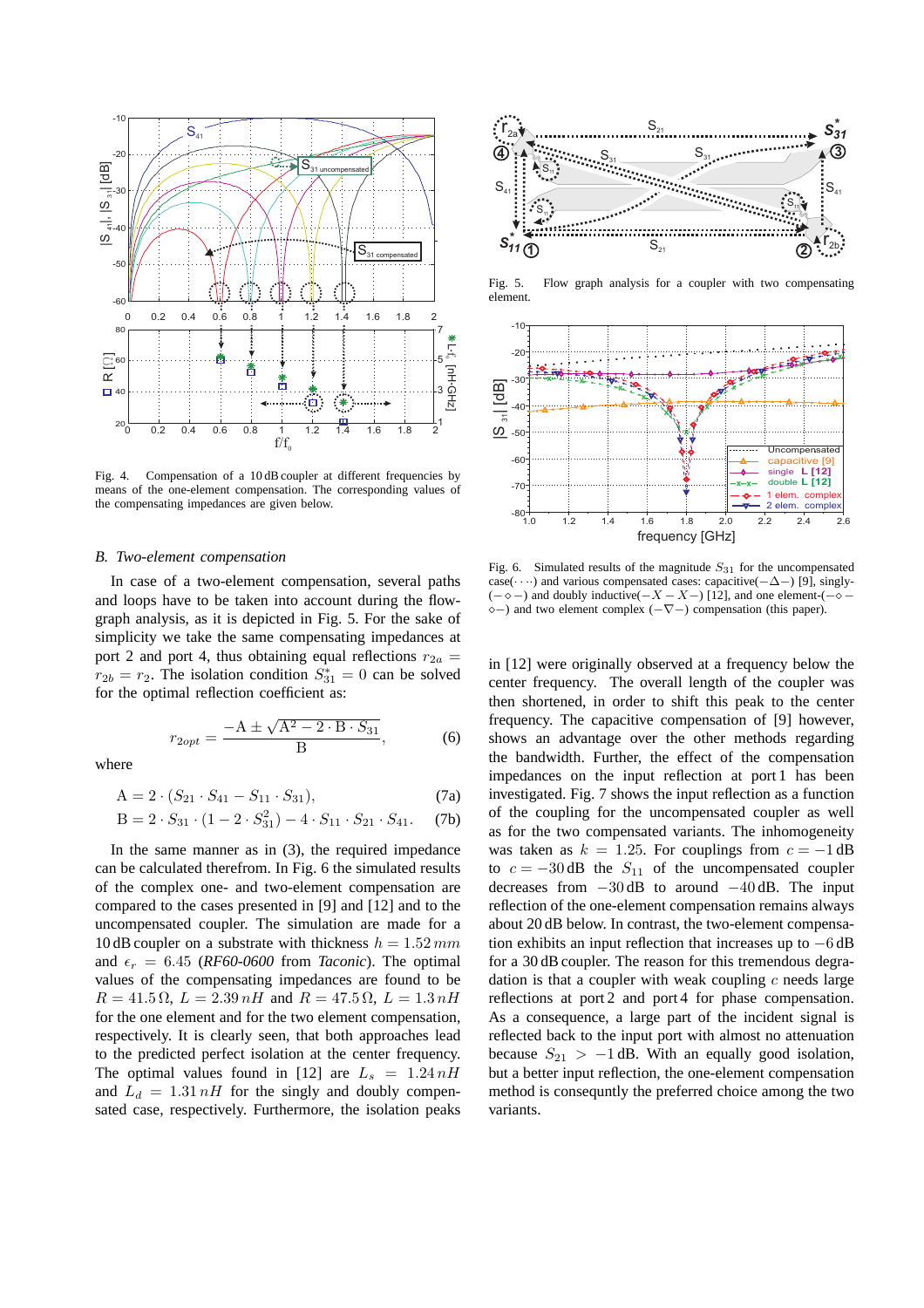Fig. 4. Compensation of a 10 dB coupler at different frequencies by means of the one-element compensation. The corresponding values of the compensating impedances are given below.

### B. Two-element compensation

In case of a two-element compensation, several paths and loops have to be taken into account during the flow-graph analysis, as it is depicted in Fig. 5. For the sake of simplicity we take the same compensating impedances at port 2 and port 4, thus obtaining equal reflections $r_{2a} = r_{2b} = r_2$. The isolation condition $S_{31}^* = 0$ can be solved for the optimal reflection coefficient as:

$$r_{2opt} = \frac{-A \pm \sqrt{A^2 - 2 \cdot B \cdot S_{31}}}{B}, \tag{6}$$

where

$$A = 2 \cdot (S_{21} \cdot S_{41} - S_{11} \cdot S_{31}), \tag{7a}$$

$$B = 2 \cdot S_{31} \cdot (1 - 2 \cdot S_{31}^2) - 4 \cdot S_{11} \cdot S_{21} \cdot S_{41}. \tag{7b}$$

In the same manner as in (3), the required impedance can be calculated therefrom. In Fig. 6 the simulated results of the complex one- and two-element compensation are compared to the cases presented in [9] and [12] and to the uncompensated coupler. The simulation are made for a 10 dB coupler on a substrate with thickness $h = 1.52\,mm$ and $\epsilon_r = 6.45$ (*RF60-0600* from *Taconic*). The optimal values of the compensating impedances are found to be $R = 41.5\,\Omega$, $L = 2.39\,nH$ and $R = 47.5\,\Omega$, $L = 1.3\,nH$ for the one element and for the two element compensation, respectively. It is clearly seen, that both approaches lead to the predicted perfect isolation at the center frequency. The optimal values found in [12] are $L_s = 1.24\,nH$ and $L_d = 1.31\,nH$ for the singly and doubly compensated case, respectively. Furthermore, the isolation peaks in [12] were originally observed at a frequency below the center frequency. The overall length of the coupler was then shortened, in order to shift this peak to the center frequency. The capacitive compensation of [9] however, shows an advantage over the other methods regarding the bandwidth. Further, the effect of the compensation impedances on the input reflection at port 1 has been investigated. Fig. 7 shows the input reflection as a function of the coupling for the uncompensated coupler as well as for the two compensated variants. The inhomogeneity was taken as $k = 1.25$. For couplings from $c = -1$ dB to $c = -30$ dB the $S_{11}$ of the uncompensated coupler decreases from $-30$ dB to around $-40$ dB. The input reflection of the one-element compensation remains always about 20 dB below. In contrast, the two-element compensation exhibits an input reflection that increases up to $-6$ dB for a 30 dB coupler. The reason for this tremendous degradation is that a coupler with weak coupling $c$ needs large reflections at port 2 and port 4 for phase compensation. As a consequence, a large part of the incident signal is reflected back to the input port with almost no attenuation because $S_{21} > -1$ dB. With an equally good isolation, but a better input reflection, the one-element compensation method is consequntly the preferred choice among the two variants.

Fig. 5. Flow graph analysis for a coupler with two compensating element.

Fig. 6. Simulated results of the magnitude $S_{31}$ for the uncompensated case($\cdots$) and various compensated cases: capacitive($-\Delta-$) [9], singly-($-\diamond-$) and doubly inductive($-X-X-$) [12], and one element-($-\diamond-\diamond-$) and two element complex ($-\nabla-$) compensation (this paper).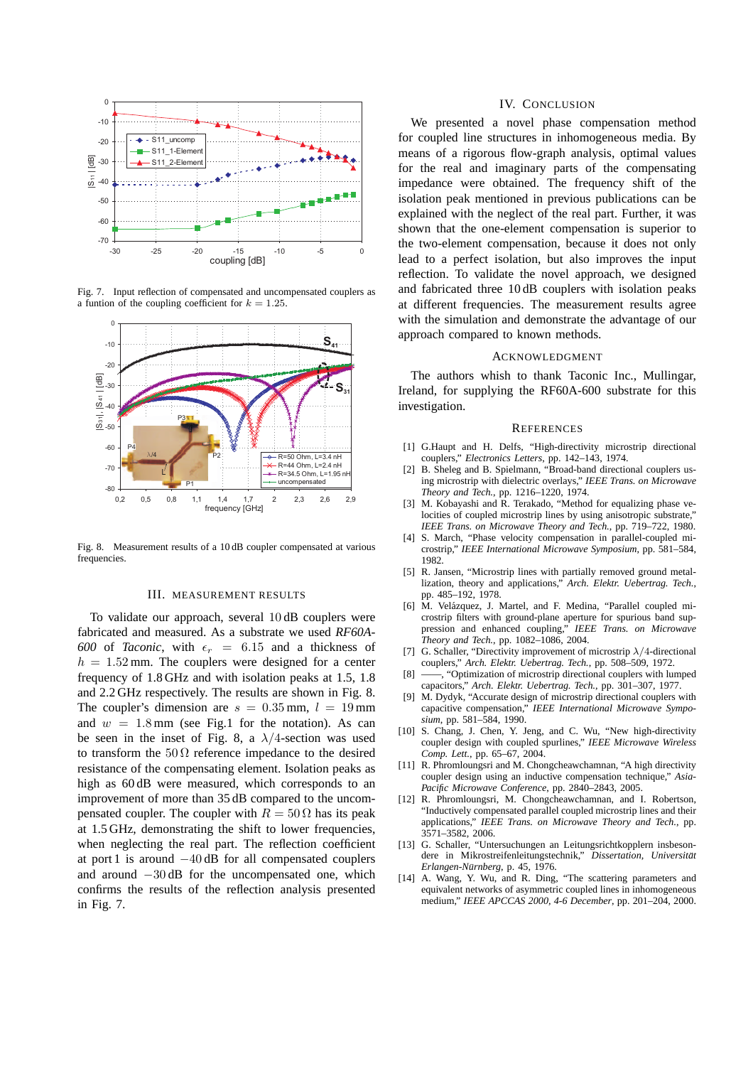0
-10
-20
-30
-40
-50
-60
-70
|S11| [dB]
S11_uncomp
S11_1-Element
S11_2-Element
-30 -25 -20 -15 -10 -5 0
coupling [dB]

Fig. 7. Input reflection of compensated and uncompensated couplers as a funtion of the coupling coefficient for $k = 1.25$.

0
-10
-20
-30
-40
-50
-60
-70
-80
|S31|, |S41| [dB]
S41
S31
P3
P4
λ/4
L
P2
P1
R=50 Ohm, L=3.4 nH
R=44 Ohm, L=2.4 nH
R=34.5 Ohm, L=1.95 nH
uncompensated
0,2 0,5 0,8 1,1 1,4 1,7 2 2,3 2,6 2,9
frequency [GHz]

Fig. 8. Measurement results of a 10 dB coupler compensated at various frequencies.

## III. Measurement Results

To validate our approach, several 10 dB couplers were fabricated and measured. As a substrate we used *RF60A-600* of *Taconic*, with $\epsilon_r = 6.15$ and a thickness of $h = 1.52$ mm. The couplers were designed for a center frequency of 1.8 GHz and with isolation peaks at 1.5, 1.8 and 2.2 GHz respectively. The results are shown in Fig. 8. The coupler's dimension are $s = 0.35$ mm, $l = 19$ mm and $w = 1.8$ mm (see Fig.1 for the notation). As can be seen in the inset of Fig. 8, a $\lambda/4$-section was used to transform the $50\,\Omega$ reference impedance to the desired resistance of the compensating element. Isolation peaks as high as 60 dB were measured, which corresponds to an improvement of more than 35 dB compared to the uncompensated coupler. The coupler with $R = 50\,\Omega$ has its peak at 1.5 GHz, demonstrating the shift to lower frequencies, when neglecting the real part. The reflection coefficient at port 1 is around $-40$ dB for all compensated couplers and around $-30$ dB for the uncompensated one, which confirms the results of the reflection analysis presented in Fig. 7.

## IV. Conclusion

We presented a novel phase compensation method for coupled line structures in inhomogeneous media. By means of a rigorous flow-graph analysis, optimal values for the real and imaginary parts of the compensating impedance were obtained. The frequency shift of the isolation peak mentioned in previous publications can be explained with the neglect of the real part. Further, it was shown that the one-element compensation is superior to the two-element compensation, because it does not only lead to a perfect isolation, but also improves the input reflection. To validate the novel approach, we designed and fabricated three 10 dB couplers with isolation peaks at different frequencies. The measurement results agree with the simulation and demonstrate the advantage of our approach compared to known methods.

## Acknowledgment

The authors whish to thank Taconic Inc., Mullingar, Ireland, for supplying the RF60A-600 substrate for this investigation.

## References

[1] G.Haupt and H. Delfs, "High-directivity microstrip directional couplers," *Electronics Letters*, pp. 142–143, 1974.

[2] B. Sheleg and B. Spielmann, "Broad-band directional couplers using microstrip with dielectric overlays," *IEEE Trans. on Microwave Theory and Tech.*, pp. 1216–1220, 1974.

[3] M. Kobayashi and R. Terakado, "Method for equalizing phase velocities of coupled microstrip lines by using anisotropic substrate," *IEEE Trans. on Microwave Theory and Tech.*, pp. 719–722, 1980.

[4] S. March, "Phase velocity compensation in parallel-coupled microstrip," *IEEE International Microwave Symposium*, pp. 581–584, 1982.

[5] R. Jansen, "Microstrip lines with partially removed ground metallization, theory and applications," *Arch. Elektr. Uebertrag. Tech.*, pp. 485–192, 1978.

[6] M. Velázquez, J. Martel, and F. Medina, "Parallel coupled microstrip filters with ground-plane aperture for spurious band suppression and enhanced coupling," *IEEE Trans. on Microwave Theory and Tech.*, pp. 1082–1086, 2004.

[7] G. Schaller, "Directivity improvement of microstrip $\lambda/4$-directional couplers," *Arch. Elektr. Uebertrag. Tech.*, pp. 508–509, 1972.

[8] ——, "Optimization of microstrip directional couplers with lumped capacitors," *Arch. Elektr. Uebertrag. Tech.*, pp. 301–307, 1977.

[9] M. Dydyk, "Accurate design of microstrip directional couplers with capacitive compensation," *IEEE International Microwave Symposium*, pp. 581–584, 1990.

[10] S. Chang, J. Chen, Y. Jeng, and C. Wu, "New high-directivity coupler design with coupled spurlines," *IEEE Microwave Wireless Comp. Lett.*, pp. 65–67, 2004.

[11] R. Phromloungsri and M. Chongcheawchamnan, "A high directivity coupler design using an inductive compensation technique," *Asia-Pacific Microwave Conference*, pp. 2840–2843, 2005.

[12] R. Phromloungsri, M. Chongcheawchamnan, and I. Robertson, "Inductively compensated parallel coupled microstrip lines and their applications," *IEEE Trans. on Microwave Theory and Tech.*, pp. 3571–3582, 2006.

[13] G. Schaller, "Untersuchungen an Leitungsrichtkopplern insbesondere in Mikrostreifenleitungstechnik," *Dissertation, Universität Erlangen-Nürnberg*, p. 45, 1976.

[14] A. Wang, Y. Wu, and R. Ding, "The scattering parameters and equivalent networks of asymmetric coupled lines in inhomogeneous medium," *IEEE APCCAS 2000, 4-6 December*, pp. 201–204, 2000.